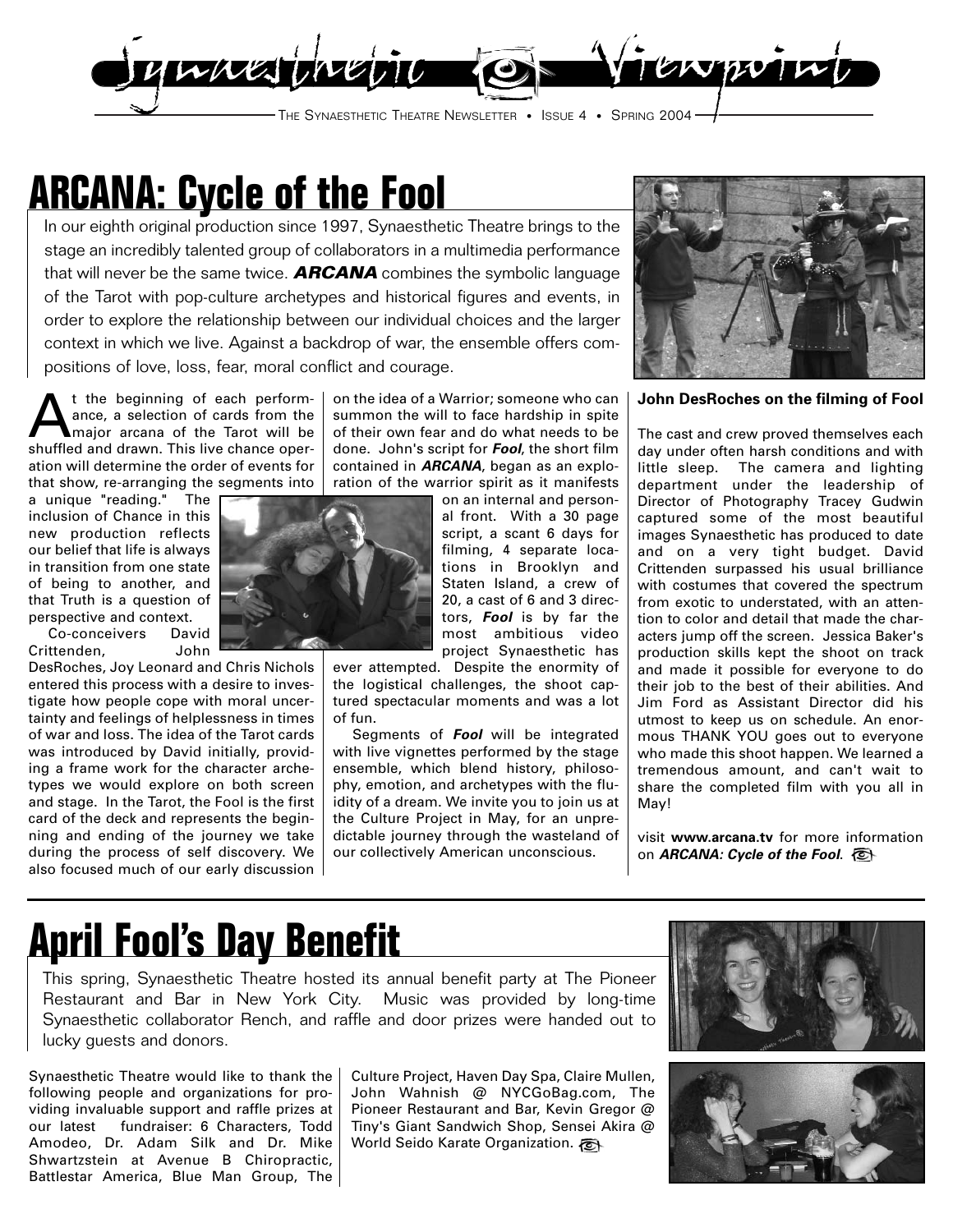# Synaesthetic Viewpoint

THE SYNAESTHETIC THEATRE NEWSLETTER • ISSUE 4 • SPRING 2004

## ARCANA: Cycle of the Fool

In our eighth original production since 1997, Synaesthetic Theatre brings to the stage an incredibly talented group of collaborators in a multimedia performance that will never be the same twice. ***ARCANA*** combines the symbolic language of the Tarot with pop-culture archetypes and historical figures and events, in order to explore the relationship between our individual choices and the larger context in which we live. Against a backdrop of war, the ensemble offers compositions of love, loss, fear, moral conflict and courage.

At the beginning of each performance, a selection of cards from the major arcana of the Tarot will be shuffled and drawn. This live chance operation will determine the order of events for that show, re-arranging the segments into a unique "reading." The inclusion of Chance in this new production reflects our belief that life is always in transition from one state of being to another, and that Truth is a question of perspective and context.

Co-conceivers David Crittenden, John DesRoches, Joy Leonard and Chris Nichols entered this process with a desire to investigate how people cope with moral uncertainty and feelings of helplessness in times of war and loss. The idea of the Tarot cards was introduced by David initially, providing a frame work for the character archetypes we would explore on both screen and stage. In the Tarot, the Fool is the first card of the deck and represents the beginning and ending of the journey we take during the process of self discovery. We also focused much of our early discussion on the idea of a Warrior; someone who can summon the will to face hardship in spite of their own fear and do what needs to be done. John's script for ***Fool***, the short film contained in ***ARCANA***, began as an exploration of the warrior spirit as it manifests on an internal and personal front. With a 30 page script, a scant 6 days for filming, 4 separate locations in Brooklyn and Staten Island, a crew of 20, a cast of 6 and 3 directors, ***Fool*** is by far the most ambitious video project Synaesthetic has ever attempted. Despite the enormity of the logistical challenges, the shoot captured spectacular moments and was a lot of fun.

Segments of ***Fool*** will be integrated with live vignettes performed by the stage ensemble, which blend history, philosophy, emotion, and archetypes with the fluidity of a dream. We invite you to join us at the Culture Project in May, for an unpredictable journey through the wasteland of our collectively American unconscious.

**John DesRoches on the filming of Fool**

The cast and crew proved themselves each day under often harsh conditions and with little sleep. The camera and lighting department under the leadership of Director of Photography Tracey Gudwin captured some of the most beautiful images Synaesthetic has produced to date and on a very tight budget. David Crittenden surpassed his usual brilliance with costumes that covered the spectrum from exotic to understated, with an attention to color and detail that made the characters jump off the screen. Jessica Baker's production skills kept the shoot on track and made it possible for everyone to do their job to the best of their abilities. And Jim Ford as Assistant Director did his utmost to keep us on schedule. An enormous THANK YOU goes out to everyone who made this shoot happen. We learned a tremendous amount, and can't wait to share the completed film with you all in May!

visit **www.arcana.tv** for more information on ***ARCANA: Cycle of the Fool***.

## April Fool's Day Benefit

This spring, Synaesthetic Theatre hosted its annual benefit party at The Pioneer Restaurant and Bar in New York City. Music was provided by long-time Synaesthetic collaborator Rench, and raffle and door prizes were handed out to lucky guests and donors.

Synaesthetic Theatre would like to thank the following people and organizations for providing invaluable support and raffle prizes at our latest fundraiser: 6 Characters, Todd Amodeo, Dr. Adam Silk and Dr. Mike Shwartzstein at Avenue B Chiropractic, Battlestar America, Blue Man Group, The Culture Project, Haven Day Spa, Claire Mullen, John Wahnish @ NYCGoBag.com, The Pioneer Restaurant and Bar, Kevin Gregor @ Tiny's Giant Sandwich Shop, Sensei Akira @ World Seido Karate Organization.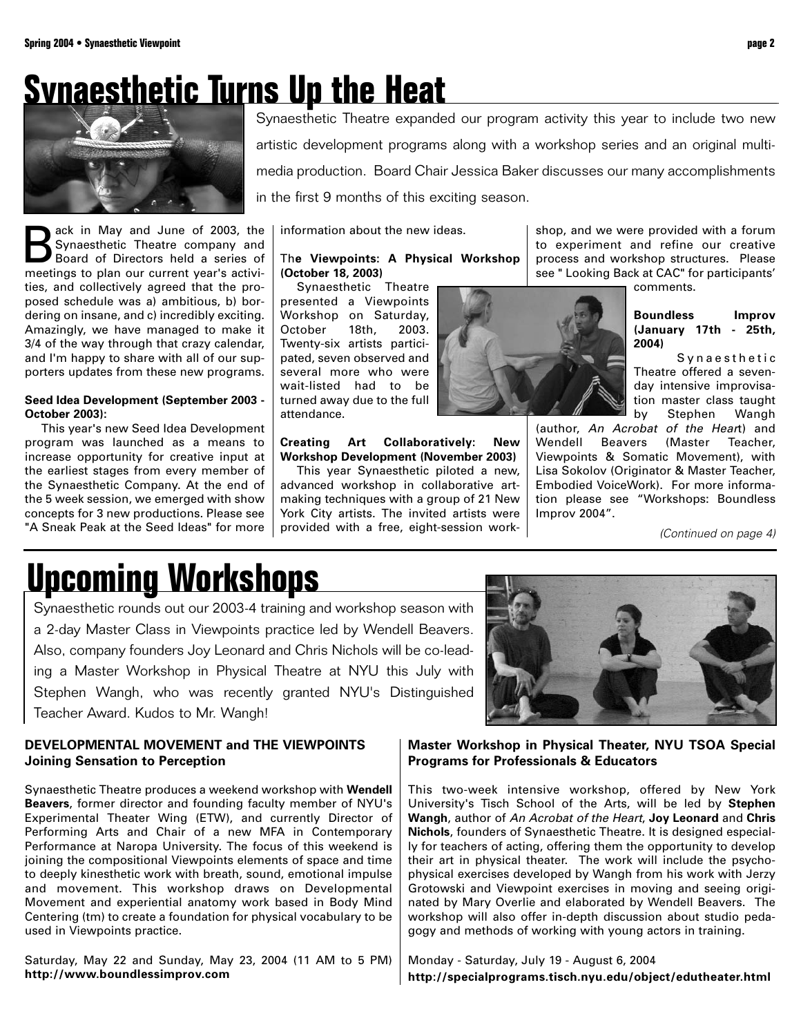# Synaesthetic Turns Up the Heat

Synaesthetic Theatre expanded our program activity this year to include two new artistic development programs along with a workshop series and an original multi-media production. Board Chair Jessica Baker discusses our many accomplishments in the first 9 months of this exciting season.

Back in May and June of 2003, the Synaesthetic Theatre company and Board of Directors held a series of meetings to plan our current year's activities, and collectively agreed that the proposed schedule was a) ambitious, b) bordering on insane, and c) incredibly exciting. Amazingly, we have managed to make it 3/4 of the way through that crazy calendar, and I'm happy to share with all of our supporters updates from these new programs.

**Seed Idea Development (September 2003 - October 2003):**

This year's new Seed Idea Development program was launched as a means to increase opportunity for creative input at the earliest stages from every member of the Synaesthetic Company. At the end of the 5 week session, we emerged with show concepts for 3 new productions. Please see "A Sneak Peak at the Seed Ideas" for more information about the new ideas.

**The Viewpoints: A Physical Workshop (October 18, 2003)**

Synaesthetic Theatre presented a Viewpoints Workshop on Saturday, October 18th, 2003. Twenty-six artists participated, seven observed and several more who were wait-listed had to be turned away due to the full attendance.

**Creating Art Collaboratively: New Workshop Development (November 2003)**

This year Synaesthetic piloted a new, advanced workshop in collaborative art-making techniques with a group of 21 New York City artists. The invited artists were provided with a free, eight-session workshop, and we were provided with a forum to experiment and refine our creative process and workshop structures. Please see " Looking Back at CAC" for participants' comments.

**Boundless Improv (January 17th - 25th, 2004)**

Synaesthetic Theatre offered a seven-day intensive improvisation master class taught by Stephen Wangh (author, *An Acrobat of the Heart*) and Wendell Beavers (Master Teacher, Viewpoints & Somatic Movement), with Lisa Sokolov (Originator & Master Teacher, Embodied VoiceWork). For more information please see "Workshops: Boundless Improv 2004".

*(Continued on page 4)*

# Upcoming Workshops

Synaesthetic rounds out our 2003-4 training and workshop season with a 2-day Master Class in Viewpoints practice led by Wendell Beavers. Also, company founders Joy Leonard and Chris Nichols will be co-leading a Master Workshop in Physical Theatre at NYU this July with Stephen Wangh, who was recently granted NYU's Distinguished Teacher Award. Kudos to Mr. Wangh!

### DEVELOPMENTAL MOVEMENT and THE VIEWPOINTS Joining Sensation to Perception

Synaesthetic Theatre produces a weekend workshop with **Wendell Beavers**, former director and founding faculty member of NYU's Experimental Theater Wing (ETW), and currently Director of Performing Arts and Chair of a new MFA in Contemporary Performance at Naropa University. The focus of this weekend is joining the compositional Viewpoints elements of space and time to deeply kinesthetic work with breath, sound, emotional impulse and movement. This workshop draws on Developmental Movement and experiential anatomy work based in Body Mind Centering (tm) to create a foundation for physical vocabulary to be used in Viewpoints practice.

Saturday, May 22 and Sunday, May 23, 2004 (11 AM to 5 PM)
**http://www.boundlessimprov.com**

### Master Workshop in Physical Theater, NYU TSOA Special Programs for Professionals & Educators

This two-week intensive workshop, offered by New York University's Tisch School of the Arts, will be led by **Stephen Wangh**, author of *An Acrobat of the Heart*, **Joy Leonard** and **Chris Nichols**, founders of Synaesthetic Theatre. It is designed especially for teachers of acting, offering them the opportunity to develop their art in physical theater. The work will include the psycho-physical exercises developed by Wangh from his work with Jerzy Grotowski and Viewpoint exercises in moving and seeing originated by Mary Overlie and elaborated by Wendell Beavers. The workshop will also offer in-depth discussion about studio pedagogy and methods of working with young actors in training.

Monday - Saturday, July 19 - August 6, 2004
**http://specialprograms.tisch.nyu.edu/object/edutheater.html**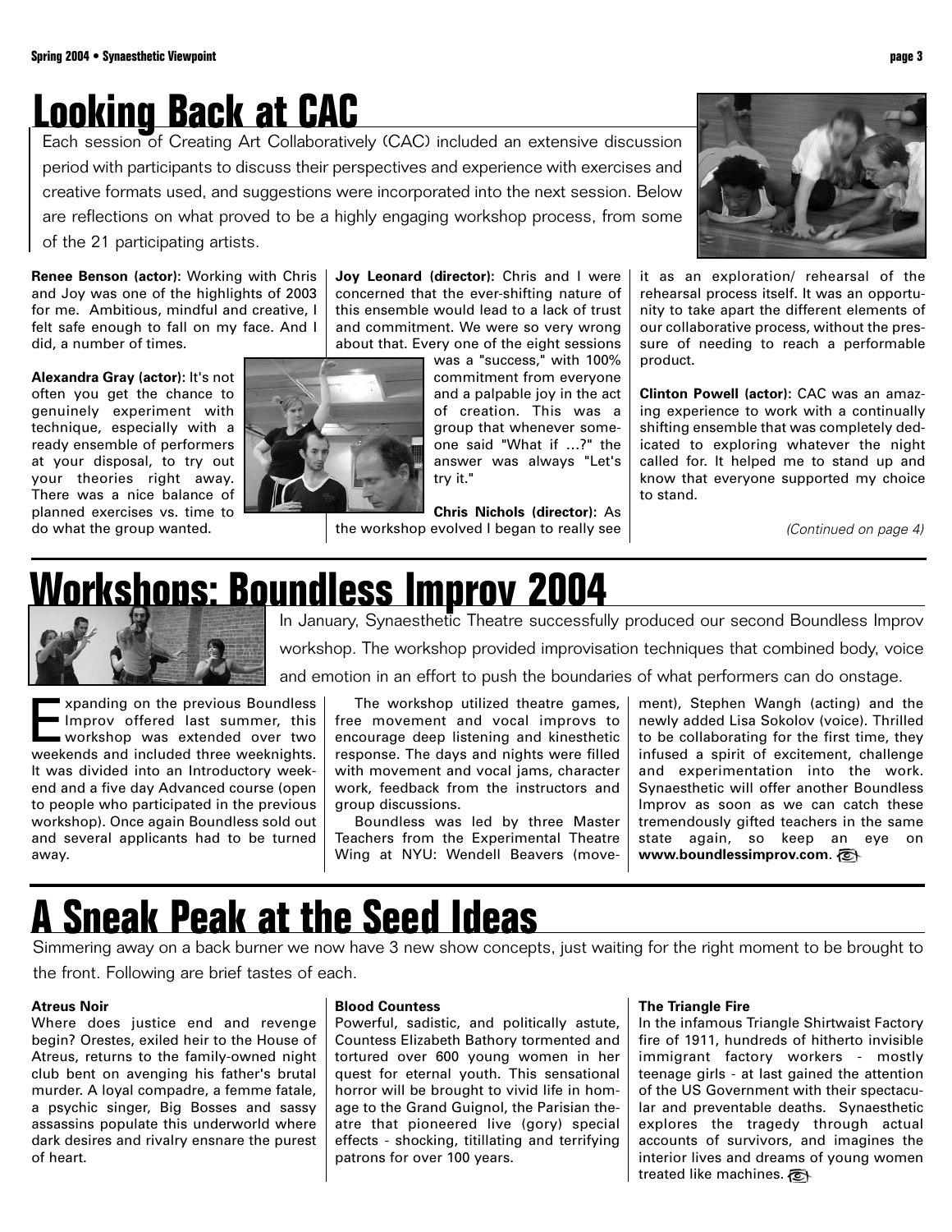# Looking Back at CAC

Each session of Creating Art Collaboratively (CAC) included an extensive discussion period with participants to discuss their perspectives and experience with exercises and creative formats used, and suggestions were incorporated into the next session. Below are reflections on what proved to be a highly engaging workshop process, from some of the 21 participating artists.

**Renee Benson (actor):** Working with Chris and Joy was one of the highlights of 2003 for me. Ambitious, mindful and creative, I felt safe enough to fall on my face. And I did, a number of times.

**Alexandra Gray (actor):** It's not often you get the chance to genuinely experiment with technique, especially with a ready ensemble of performers at your disposal, to try out your theories right away. There was a nice balance of planned exercises vs. time to do what the group wanted.

**Joy Leonard (director):** Chris and I were concerned that the ever-shifting nature of this ensemble would lead to a lack of trust and commitment. We were so very wrong about that. Every one of the eight sessions was a "success," with 100% commitment from everyone and a palpable joy in the act of creation. This was a group that whenever someone said "What if ...?" the answer was always "Let's try it."

**Chris Nichols (director):** As the workshop evolved I began to really see it as an exploration/ rehearsal of the rehearsal process itself. It was an opportunity to take apart the different elements of our collaborative process, without the pressure of needing to reach a performable product.

**Clinton Powell (actor):** CAC was an amazing experience to work with a continually shifting ensemble that was completely dedicated to exploring whatever the night called for. It helped me to stand up and know that everyone supported my choice to stand.

*(Continued on page 4)*

# Workshops: Boundless Improv 2004

In January, Synaesthetic Theatre successfully produced our second Boundless Improv workshop. The workshop provided improvisation techniques that combined body, voice and emotion in an effort to push the boundaries of what performers can do onstage.

Expanding on the previous Boundless Improv offered last summer, this workshop was extended over two weekends and included three weeknights. It was divided into an Introductory weekend and a five day Advanced course (open to people who participated in the previous workshop). Once again Boundless sold out and several applicants had to be turned away.

The workshop utilized theatre games, free movement and vocal improvs to encourage deep listening and kinesthetic response. The days and nights were filled with movement and vocal jams, character work, feedback from the instructors and group discussions.

Boundless was led by three Master Teachers from the Experimental Theatre Wing at NYU: Wendell Beavers (movement), Stephen Wangh (acting) and the newly added Lisa Sokolov (voice). Thrilled to be collaborating for the first time, they infused a spirit of excitement, challenge and experimentation into the work. Synaesthetic will offer another Boundless Improv as soon as we can catch these tremendously gifted teachers in the same state again, so keep an eye on **www.boundlessimprov.com**.

# A Sneak Peak at the Seed Ideas

Simmering away on a back burner we now have 3 new show concepts, just waiting for the right moment to be brought to the front. Following are brief tastes of each.

**Atreus Noir**
Where does justice end and revenge begin? Orestes, exiled heir to the House of Atreus, returns to the family-owned night club bent on avenging his father's brutal murder. A loyal compadre, a femme fatale, a psychic singer, Big Bosses and sassy assassins populate this underworld where dark desires and rivalry ensnare the purest of heart.

**Blood Countess**
Powerful, sadistic, and politically astute, Countess Elizabeth Bathory tormented and tortured over 600 young women in her quest for eternal youth. This sensational horror will be brought to vivid life in homage to the Grand Guignol, the Parisian theatre that pioneered live (gory) special effects - shocking, titillating and terrifying patrons for over 100 years.

**The Triangle Fire**
In the infamous Triangle Shirtwaist Factory fire of 1911, hundreds of hitherto invisible immigrant factory workers - mostly teenage girls - at last gained the attention of the US Government with their spectacular and preventable deaths. Synaesthetic explores the tragedy through actual accounts of survivors, and imagines the interior lives and dreams of young women treated like machines.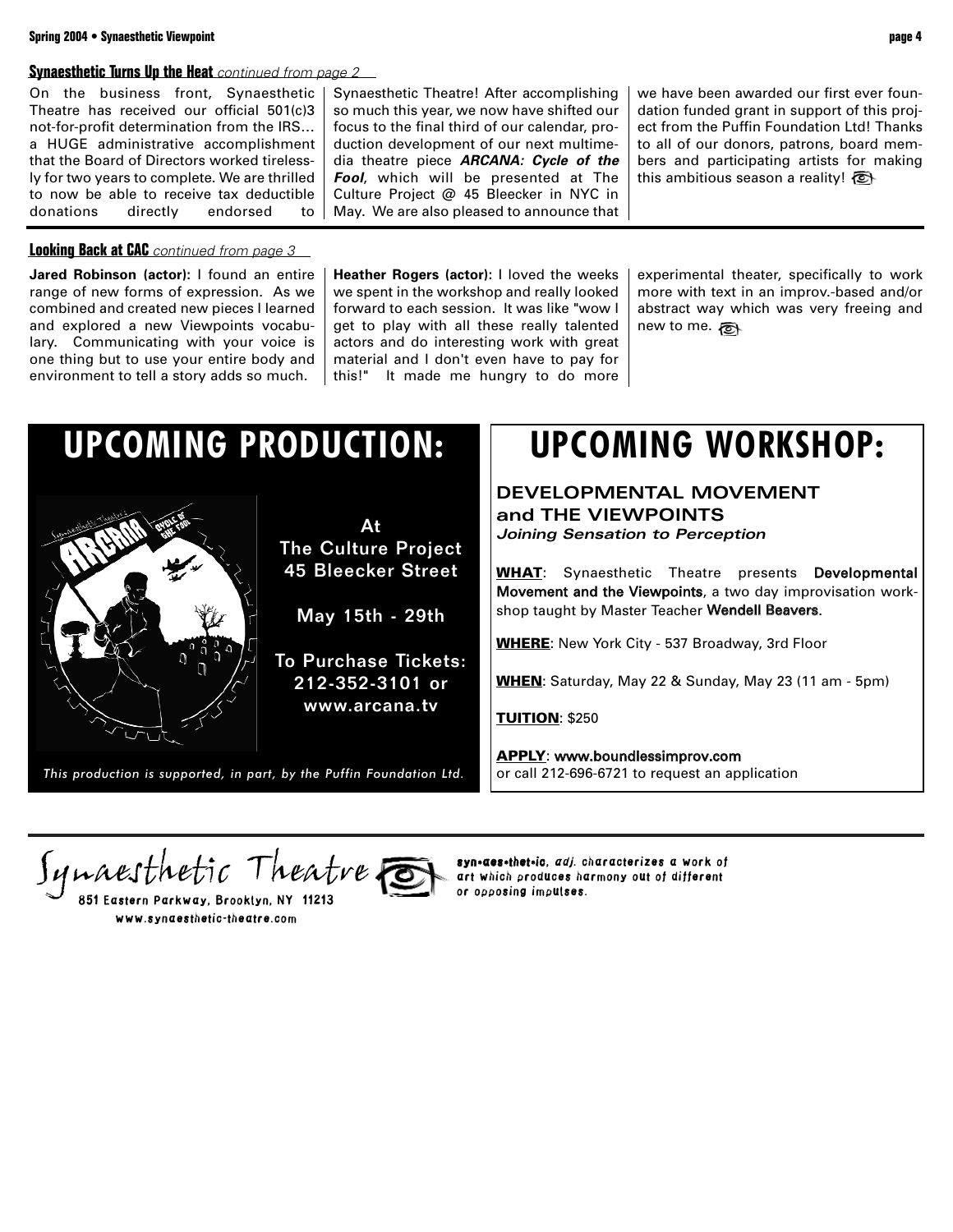**Synaesthetic Turns Up the Heat** *continued from page 2*

On the business front, Synaesthetic Theatre has received our official 501(c)3 not-for-profit determination from the IRS… a HUGE administrative accomplishment that the Board of Directors worked tirelessly for two years to complete. We are thrilled to now be able to receive tax deductible donations directly endorsed to Synaesthetic Theatre! After accomplishing so much this year, we now have shifted our focus to the final third of our calendar, production development of our next multimedia theatre piece ***ARCANA: Cycle of the Fool***, which will be presented at The Culture Project @ 45 Bleecker in NYC in May. We are also pleased to announce that we have been awarded our first ever foundation funded grant in support of this project from the Puffin Foundation Ltd! Thanks to all of our donors, patrons, board members and participating artists for making this ambitious season a reality!

**Looking Back at CAC** *continued from page 3*

**Jared Robinson (actor):** I found an entire range of new forms of expression. As we combined and created new pieces I learned and explored a new Viewpoints vocabulary. Communicating with your voice is one thing but to use your entire body and environment to tell a story adds so much.

**Heather Rogers (actor):** I loved the weeks we spent in the workshop and really looked forward to each session. It was like "wow I get to play with all these really talented actors and do interesting work with great material and I don't even have to pay for this!" It made me hungry to do more experimental theater, specifically to work more with text in an improv.-based and/or abstract way which was very freeing and new to me.

# UPCOMING PRODUCTION:

Synaesthetic Theatre's ARCANA Cycle of the Fool

At The Culture Project 45 Bleecker Street

May 15th - 29th

To Purchase Tickets: 212-352-3101 or www.arcana.tv

*This production is supported, in part, by the Puffin Foundation Ltd.*

# UPCOMING WORKSHOP:

**DEVELOPMENTAL MOVEMENT and THE VIEWPOINTS**
***Joining Sensation to Perception***

**WHAT**: Synaesthetic Theatre presents **Developmental Movement and the Viewpoints**, a two day improvisation workshop taught by Master Teacher **Wendell Beavers**.

**WHERE**: New York City - 537 Broadway, 3rd Floor

**WHEN**: Saturday, May 22 & Sunday, May 23 (11 am - 5pm)

**TUITION**: $250

**APPLY**: **www.boundlessimprov.com**
or call 212-696-6721 to request an application

Synaesthetic Theatre
851 Eastern Parkway, Brooklyn, NY 11213
www.synaesthetic-theatre.com

**syn•aes•thet•ic**, *adj.* characterizes a work of art which produces harmony out of different or opposing impulses.